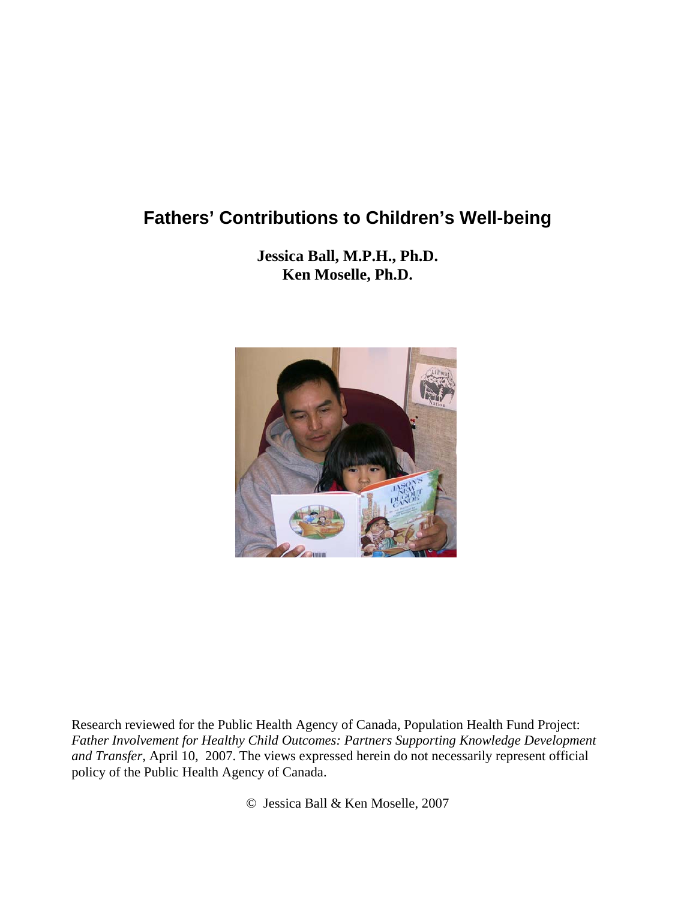# Fathers' Contributions to Children's Well-being

**Jessica Ball, M.P.H., Ph.D.**
**Ken Moselle, Ph.D.**

Research reviewed for the Public Health Agency of Canada, Population Health Fund Project: *Father Involvement for Healthy Child Outcomes: Partners Supporting Knowledge Development and Transfer*, April 10, 2007. The views expressed herein do not necessarily represent official policy of the Public Health Agency of Canada.

© Jessica Ball & Ken Moselle, 2007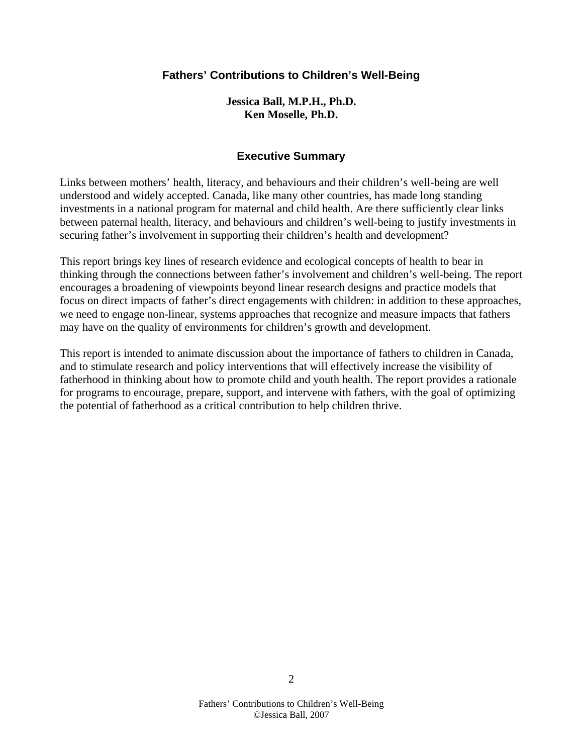# Fathers' Contributions to Children's Well-Being

**Jessica Ball, M.P.H., Ph.D.**
**Ken Moselle, Ph.D.**

## Executive Summary

Links between mothers' health, literacy, and behaviours and their children's well-being are well understood and widely accepted. Canada, like many other countries, has made long standing investments in a national program for maternal and child health. Are there sufficiently clear links between paternal health, literacy, and behaviours and children's well-being to justify investments in securing father's involvement in supporting their children's health and development?

This report brings key lines of research evidence and ecological concepts of health to bear in thinking through the connections between father's involvement and children's well-being. The report encourages a broadening of viewpoints beyond linear research designs and practice models that focus on direct impacts of father's direct engagements with children: in addition to these approaches, we need to engage non-linear, systems approaches that recognize and measure impacts that fathers may have on the quality of environments for children's growth and development.

This report is intended to animate discussion about the importance of fathers to children in Canada, and to stimulate research and policy interventions that will effectively increase the visibility of fatherhood in thinking about how to promote child and youth health. The report provides a rationale for programs to encourage, prepare, support, and intervene with fathers, with the goal of optimizing the potential of fatherhood as a critical contribution to help children thrive.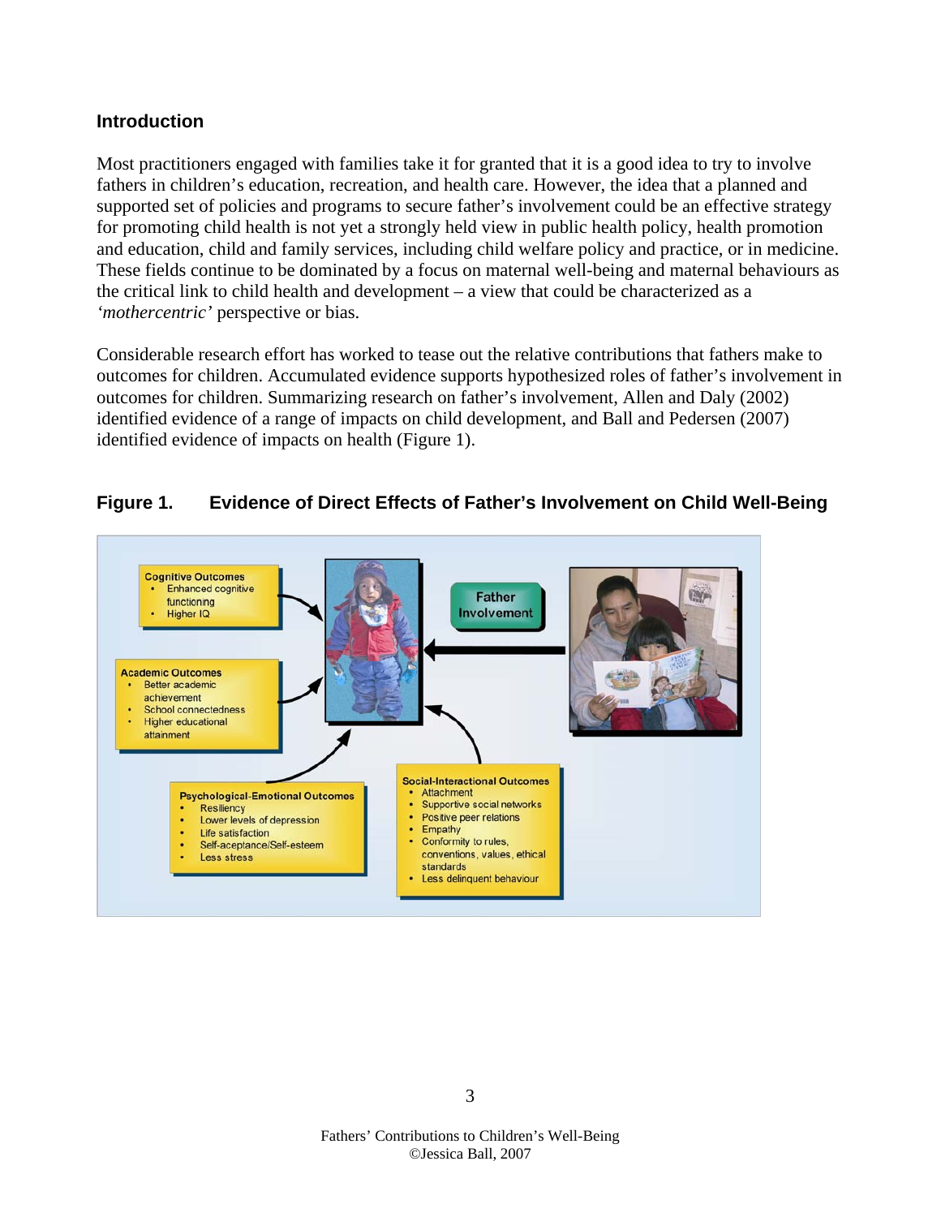## Introduction

Most practitioners engaged with families take it for granted that it is a good idea to try to involve fathers in children's education, recreation, and health care. However, the idea that a planned and supported set of policies and programs to secure father's involvement could be an effective strategy for promoting child health is not yet a strongly held view in public health policy, health promotion and education, child and family services, including child welfare policy and practice, or in medicine. These fields continue to be dominated by a focus on maternal well-being and maternal behaviours as the critical link to child health and development – a view that could be characterized as a *'mothercentric'* perspective or bias.

Considerable research effort has worked to tease out the relative contributions that fathers make to outcomes for children. Accumulated evidence supports hypothesized roles of father's involvement in outcomes for children. Summarizing research on father's involvement, Allen and Daly (2002) identified evidence of a range of impacts on child development, and Ball and Pedersen (2007) identified evidence of impacts on health (Figure 1).

### Figure 1. Evidence of Direct Effects of Father's Involvement on Child Well-Being

**Father Involvement**

**Cognitive Outcomes**
- Enhanced cognitive functioning
- Higher IQ

**Academic Outcomes**
- Better academic achievement
- School connectedness
- Higher educational attainment

**Psychological-Emotional Outcomes**
- Resiliency
- Lower levels of depression
- Life satisfaction
- Self-aceptance/Self-esteem
- Less stress

**Social-Interactional Outcomes**
- Attachment
- Supportive social networks
- Positive peer relations
- Empathy
- Conformity to rules, conventions, values, ethical standards
- Less delinquent behaviour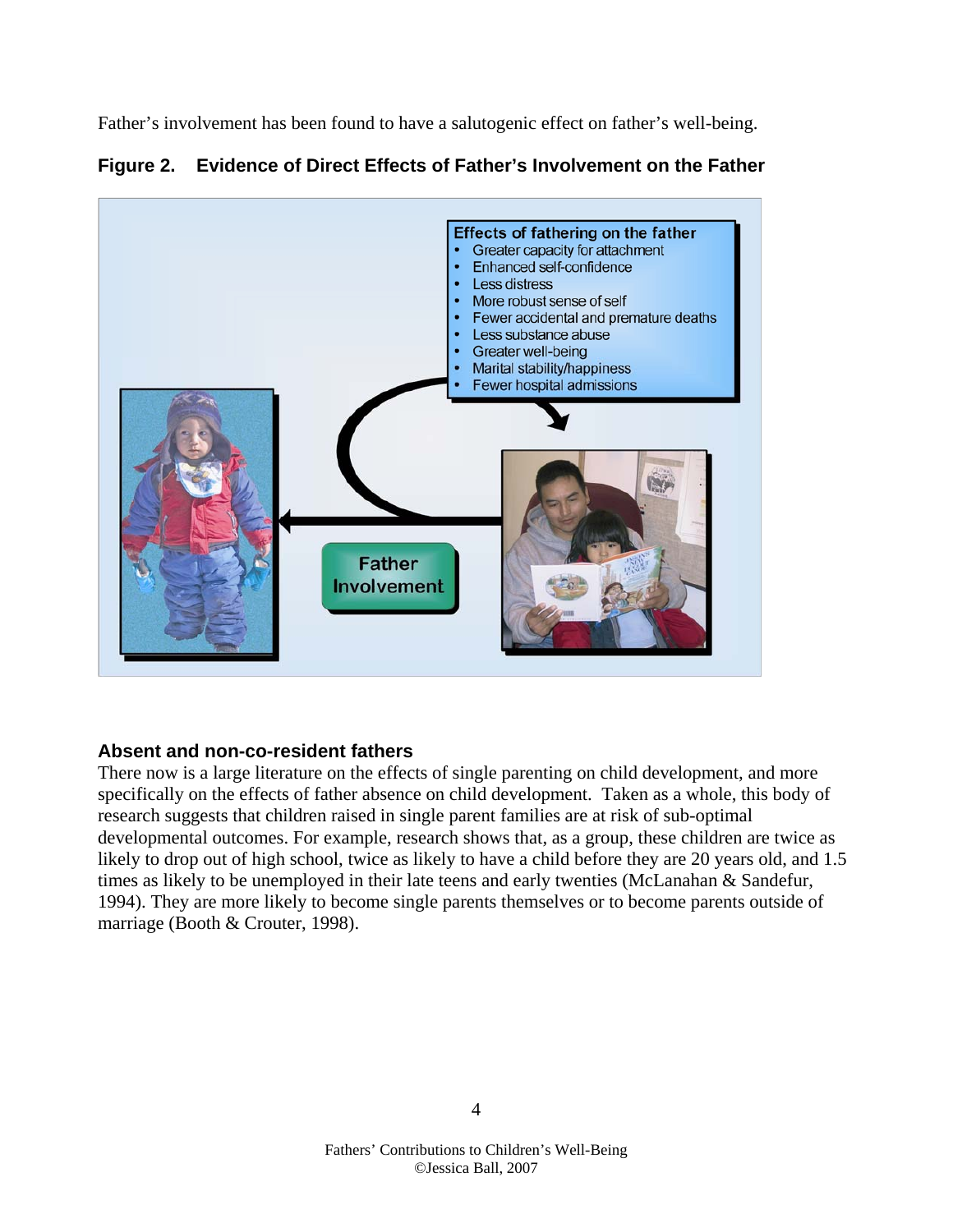Father's involvement has been found to have a salutogenic effect on father's well-being.

**Figure 2. Evidence of Direct Effects of Father's Involvement on the Father**

**Effects of fathering on the father**
- Greater capacity for attachment
- Enhanced self-confidence
- Less distress
- More robust sense of self
- Fewer accidental and premature deaths
- Less substance abuse
- Greater well-being
- Marital stability/happiness
- Fewer hospital admissions

Father Involvement

### Absent and non-co-resident fathers

There now is a large literature on the effects of single parenting on child development, and more specifically on the effects of father absence on child development. Taken as a whole, this body of research suggests that children raised in single parent families are at risk of sub-optimal developmental outcomes. For example, research shows that, as a group, these children are twice as likely to drop out of high school, twice as likely to have a child before they are 20 years old, and 1.5 times as likely to be unemployed in their late teens and early twenties (McLanahan & Sandefur, 1994). They are more likely to become single parents themselves or to become parents outside of marriage (Booth & Crouter, 1998).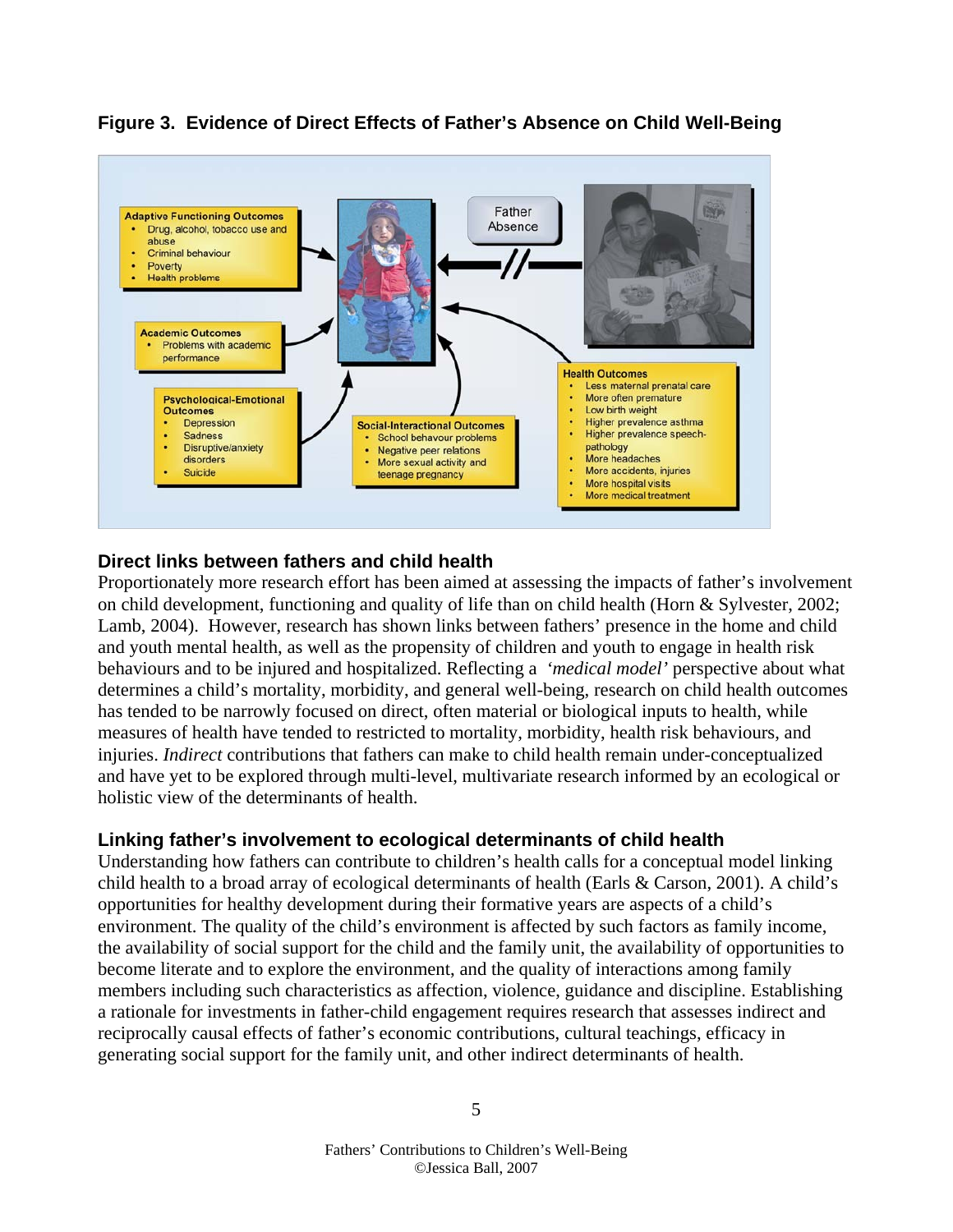**Figure 3. Evidence of Direct Effects of Father's Absence on Child Well-Being**

**Adaptive Functioning Outcomes**
- Drug, alcohol, tobacco use and abuse
- Criminal behaviour
- Poverty
- Health problems

**Academic Outcomes**
- Problems with academic performance

**Psychological-Emotional Outcomes**
- Depression
- Sadness
- Disruptive/anxiety disorders
- Suicide

**Social-Interactional Outcomes**
- School behaviour problems
- Negative peer relations
- More sexual activity and teenage pregnancy

Father Absence

**Health Outcomes**
- Less maternal prenatal care
- More often premature
- Low birth weight
- Higher prevalence asthma
- Higher prevalence speech-pathology
- More headaches
- More accidents, injuries
- More hospital visits
- More medical treatment

### Direct links between fathers and child health

Proportionately more research effort has been aimed at assessing the impacts of father's involvement on child development, functioning and quality of life than on child health (Horn & Sylvester, 2002; Lamb, 2004). However, research has shown links between fathers' presence in the home and child and youth mental health, as well as the propensity of children and youth to engage in health risk behaviours and to be injured and hospitalized. Reflecting a *'medical model'* perspective about what determines a child's mortality, morbidity, and general well-being, research on child health outcomes has tended to be narrowly focused on direct, often material or biological inputs to health, while measures of health have tended to restricted to mortality, morbidity, health risk behaviours, and injuries. *Indirect* contributions that fathers can make to child health remain under-conceptualized and have yet to be explored through multi-level, multivariate research informed by an ecological or holistic view of the determinants of health.

### Linking father's involvement to ecological determinants of child health

Understanding how fathers can contribute to children's health calls for a conceptual model linking child health to a broad array of ecological determinants of health (Earls & Carson, 2001). A child's opportunities for healthy development during their formative years are aspects of a child's environment. The quality of the child's environment is affected by such factors as family income, the availability of social support for the child and the family unit, the availability of opportunities to become literate and to explore the environment, and the quality of interactions among family members including such characteristics as affection, violence, guidance and discipline. Establishing a rationale for investments in father-child engagement requires research that assesses indirect and reciprocally causal effects of father's economic contributions, cultural teachings, efficacy in generating social support for the family unit, and other indirect determinants of health.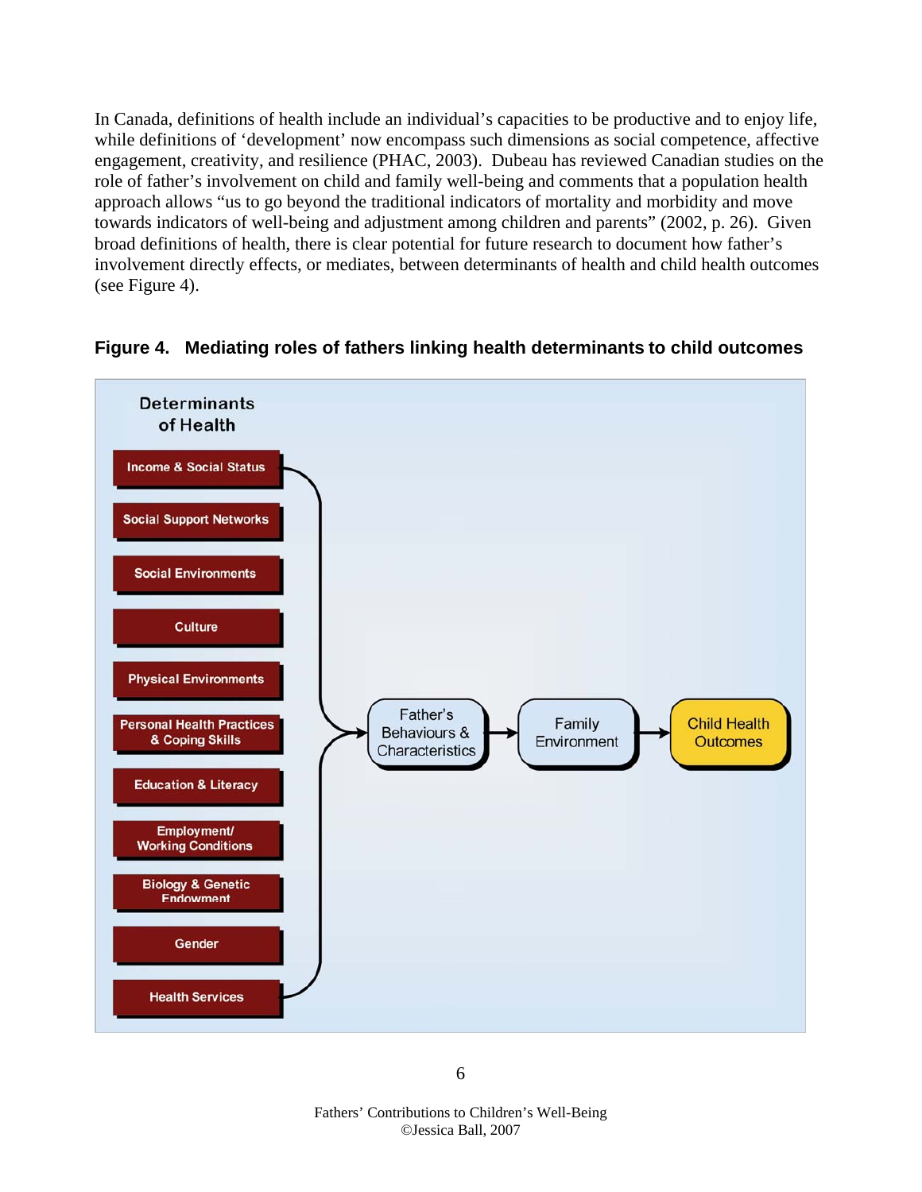In Canada, definitions of health include an individual's capacities to be productive and to enjoy life, while definitions of 'development' now encompass such dimensions as social competence, affective engagement, creativity, and resilience (PHAC, 2003). Dubeau has reviewed Canadian studies on the role of father's involvement on child and family well-being and comments that a population health approach allows "us to go beyond the traditional indicators of mortality and morbidity and move towards indicators of well-being and adjustment among children and parents" (2002, p. 26). Given broad definitions of health, there is clear potential for future research to document how father's involvement directly effects, or mediates, between determinants of health and child health outcomes (see Figure 4).

**Figure 4. Mediating roles of fathers linking health determinants to child outcomes**

Determinants of Health

- Income & Social Status
- Social Support Networks
- Social Environments
- Culture
- Physical Environments
- Personal Health Practices & Coping Skills
- Education & Literacy
- Employment/ Working Conditions
- Biology & Genetic Endowment
- Gender
- Health Services

→ Father's Behaviours & Characteristics → Family Environment → Child Health Outcomes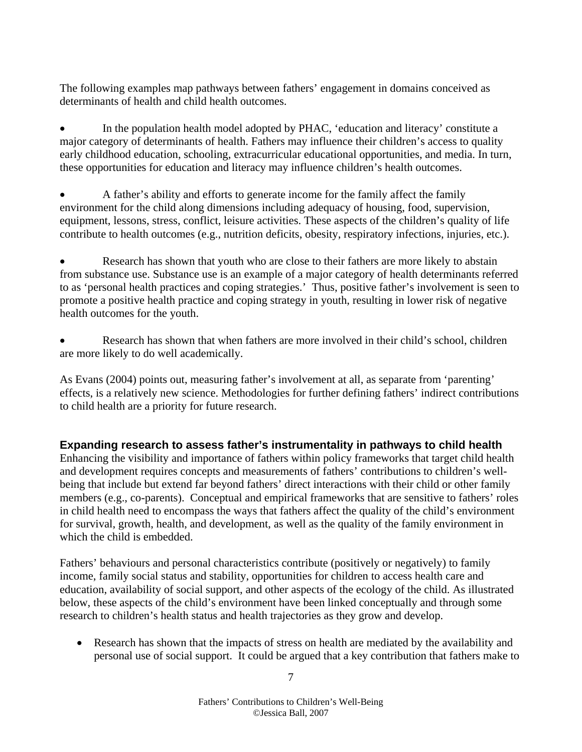The following examples map pathways between fathers' engagement in domains conceived as determinants of health and child health outcomes.

- In the population health model adopted by PHAC, 'education and literacy' constitute a major category of determinants of health. Fathers may influence their children's access to quality early childhood education, schooling, extracurricular educational opportunities, and media. In turn, these opportunities for education and literacy may influence children's health outcomes.

- A father's ability and efforts to generate income for the family affect the family environment for the child along dimensions including adequacy of housing, food, supervision, equipment, lessons, stress, conflict, leisure activities. These aspects of the children's quality of life contribute to health outcomes (e.g., nutrition deficits, obesity, respiratory infections, injuries, etc.).

- Research has shown that youth who are close to their fathers are more likely to abstain from substance use. Substance use is an example of a major category of health determinants referred to as 'personal health practices and coping strategies.' Thus, positive father's involvement is seen to promote a positive health practice and coping strategy in youth, resulting in lower risk of negative health outcomes for the youth.

- Research has shown that when fathers are more involved in their child's school, children are more likely to do well academically.

As Evans (2004) points out, measuring father's involvement at all, as separate from 'parenting' effects, is a relatively new science. Methodologies for further defining fathers' indirect contributions to child health are a priority for future research.

## Expanding research to assess father's instrumentality in pathways to child health

Enhancing the visibility and importance of fathers within policy frameworks that target child health and development requires concepts and measurements of fathers' contributions to children's well-being that include but extend far beyond fathers' direct interactions with their child or other family members (e.g., co-parents). Conceptual and empirical frameworks that are sensitive to fathers' roles in child health need to encompass the ways that fathers affect the quality of the child's environment for survival, growth, health, and development, as well as the quality of the family environment in which the child is embedded.

Fathers' behaviours and personal characteristics contribute (positively or negatively) to family income, family social status and stability, opportunities for children to access health care and education, availability of social support, and other aspects of the ecology of the child. As illustrated below, these aspects of the child's environment have been linked conceptually and through some research to children's health status and health trajectories as they grow and develop.

- Research has shown that the impacts of stress on health are mediated by the availability and personal use of social support. It could be argued that a key contribution that fathers make to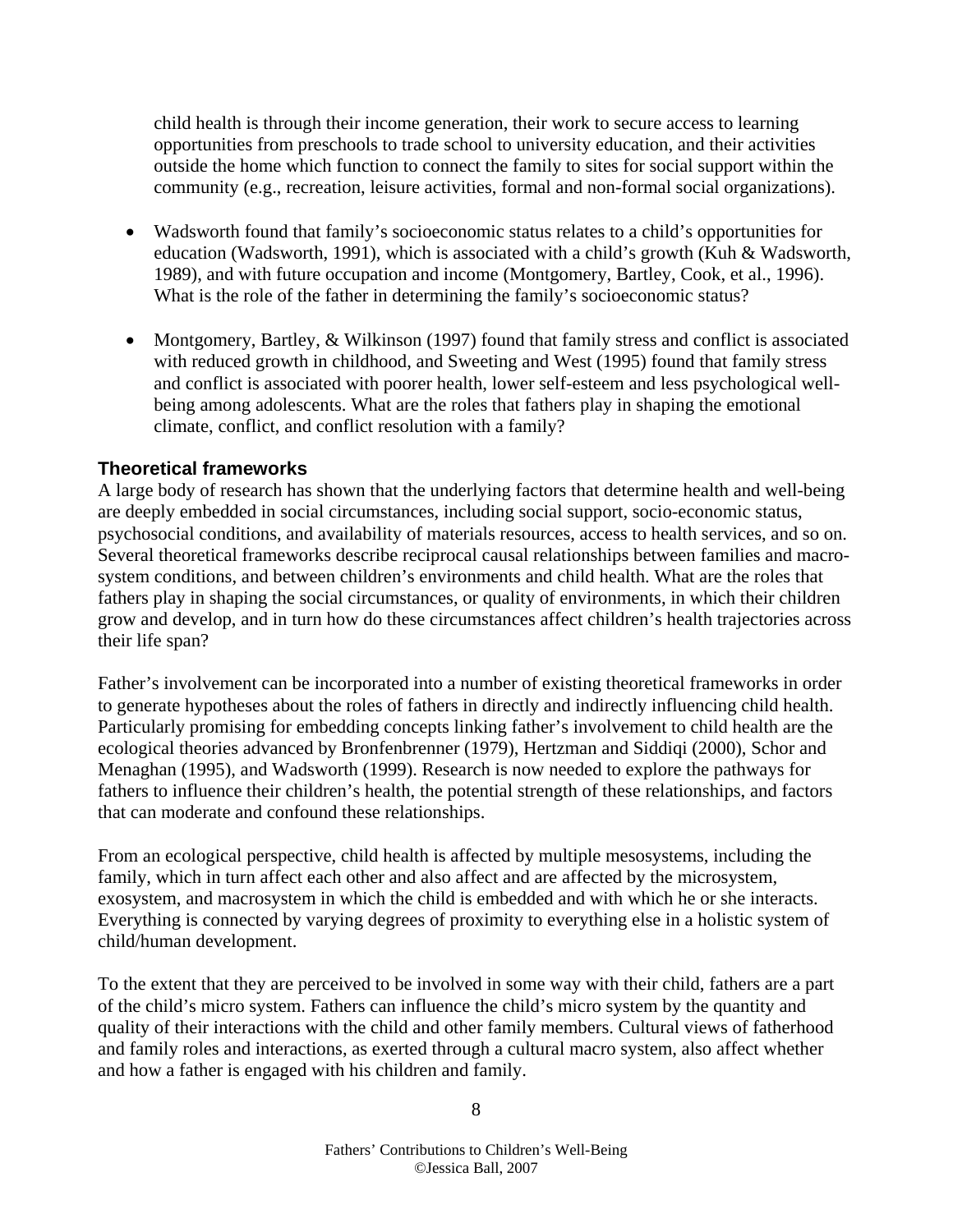child health is through their income generation, their work to secure access to learning opportunities from preschools to trade school to university education, and their activities outside the home which function to connect the family to sites for social support within the community (e.g., recreation, leisure activities, formal and non-formal social organizations).

- Wadsworth found that family's socioeconomic status relates to a child's opportunities for education (Wadsworth, 1991), which is associated with a child's growth (Kuh & Wadsworth, 1989), and with future occupation and income (Montgomery, Bartley, Cook, et al., 1996). What is the role of the father in determining the family's socioeconomic status?

- Montgomery, Bartley, & Wilkinson (1997) found that family stress and conflict is associated with reduced growth in childhood, and Sweeting and West (1995) found that family stress and conflict is associated with poorer health, lower self-esteem and less psychological well-being among adolescents. What are the roles that fathers play in shaping the emotional climate, conflict, and conflict resolution with a family?

### Theoretical frameworks

A large body of research has shown that the underlying factors that determine health and well-being are deeply embedded in social circumstances, including social support, socio-economic status, psychosocial conditions, and availability of materials resources, access to health services, and so on. Several theoretical frameworks describe reciprocal causal relationships between families and macro-system conditions, and between children's environments and child health. What are the roles that fathers play in shaping the social circumstances, or quality of environments, in which their children grow and develop, and in turn how do these circumstances affect children's health trajectories across their life span?

Father's involvement can be incorporated into a number of existing theoretical frameworks in order to generate hypotheses about the roles of fathers in directly and indirectly influencing child health. Particularly promising for embedding concepts linking father's involvement to child health are the ecological theories advanced by Bronfenbrenner (1979), Hertzman and Siddiqi (2000), Schor and Menaghan (1995), and Wadsworth (1999). Research is now needed to explore the pathways for fathers to influence their children's health, the potential strength of these relationships, and factors that can moderate and confound these relationships.

From an ecological perspective, child health is affected by multiple mesosystems, including the family, which in turn affect each other and also affect and are affected by the microsystem, exosystem, and macrosystem in which the child is embedded and with which he or she interacts. Everything is connected by varying degrees of proximity to everything else in a holistic system of child/human development.

To the extent that they are perceived to be involved in some way with their child, fathers are a part of the child's micro system. Fathers can influence the child's micro system by the quantity and quality of their interactions with the child and other family members. Cultural views of fatherhood and family roles and interactions, as exerted through a cultural macro system, also affect whether and how a father is engaged with his children and family.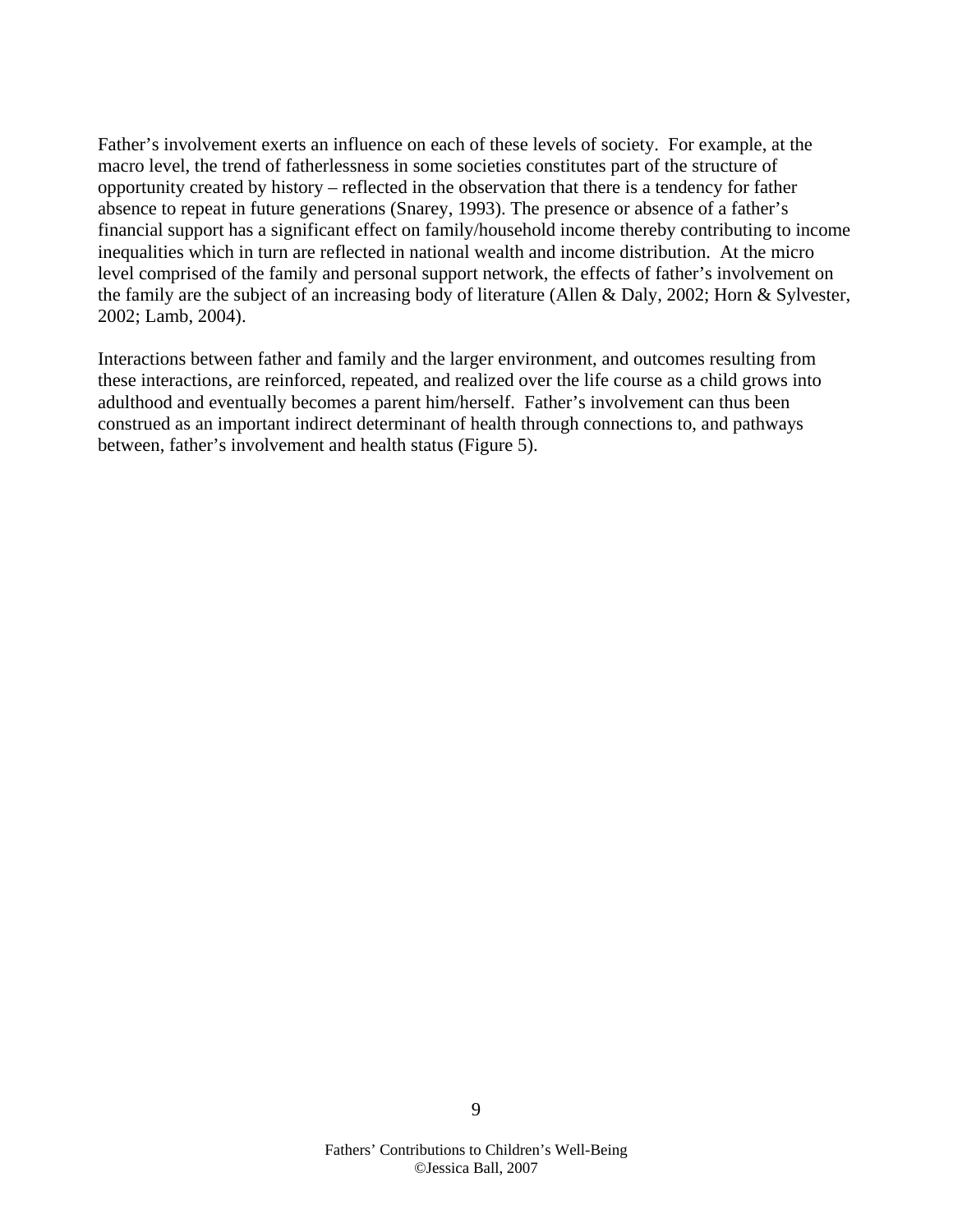Father's involvement exerts an influence on each of these levels of society. For example, at the macro level, the trend of fatherlessness in some societies constitutes part of the structure of opportunity created by history – reflected in the observation that there is a tendency for father absence to repeat in future generations (Snarey, 1993). The presence or absence of a father's financial support has a significant effect on family/household income thereby contributing to income inequalities which in turn are reflected in national wealth and income distribution. At the micro level comprised of the family and personal support network, the effects of father's involvement on the family are the subject of an increasing body of literature (Allen & Daly, 2002; Horn & Sylvester, 2002; Lamb, 2004).

Interactions between father and family and the larger environment, and outcomes resulting from these interactions, are reinforced, repeated, and realized over the life course as a child grows into adulthood and eventually becomes a parent him/herself. Father's involvement can thus been construed as an important indirect determinant of health through connections to, and pathways between, father's involvement and health status (Figure 5).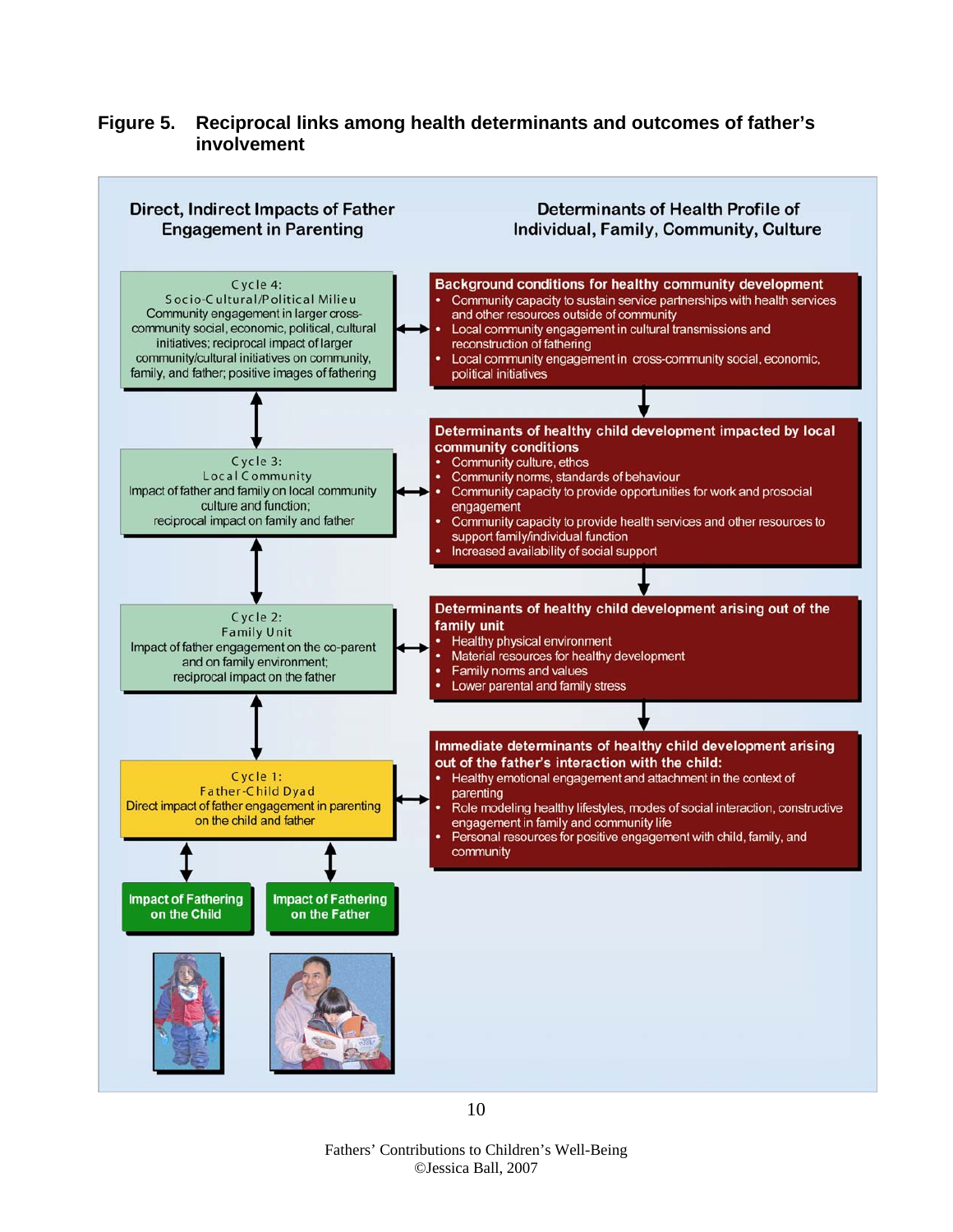**Figure 5. Reciprocal links among health determinants and outcomes of father's involvement**

**Direct, Indirect Impacts of Father Engagement in Parenting**

**Determinants of Health Profile of Individual, Family, Community, Culture**

**Cycle 4: Socio-Cultural/Political Milieu**
Community engagement in larger cross-community social, economic, political, cultural initiatives; reciprocal impact of larger community/cultural initiatives on community, family, and father; positive images of fathering

**Background conditions for healthy community development**
- Community capacity to sustain service partnerships with health services and other resources outside of community
- Local community engagement in cultural transmissions and reconstruction of fathering
- Local community engagement in cross-community social, economic, political initiatives

**Cycle 3: Local Community**
Impact of father and family on local community culture and function; reciprocal impact on family and father

**Determinants of healthy child development impacted by local community conditions**
- Community culture, ethos
- Community norms, standards of behaviour
- Community capacity to provide opportunities for work and prosocial engagement
- Community capacity to provide health services and other resources to support family/individual function
- Increased availability of social support

**Cycle 2: Family Unit**
Impact of father engagement on the co-parent and on family environment; reciprocal impact on the father

**Determinants of healthy child development arising out of the family unit**
- Healthy physical environment
- Material resources for healthy development
- Family norms and values
- Lower parental and family stress

**Cycle 1: Father-Child Dyad**
Direct impact of father engagement in parenting on the child and father

**Immediate determinants of healthy child development arising out of the father's interaction with the child:**
- Healthy emotional engagement and attachment in the context of parenting
- Role modeling healthy lifestyles, modes of social interaction, constructive engagement in family and community life
- Personal resources for positive engagement with child, family, and community

**Impact of Fathering on the Child**

**Impact of Fathering on the Father**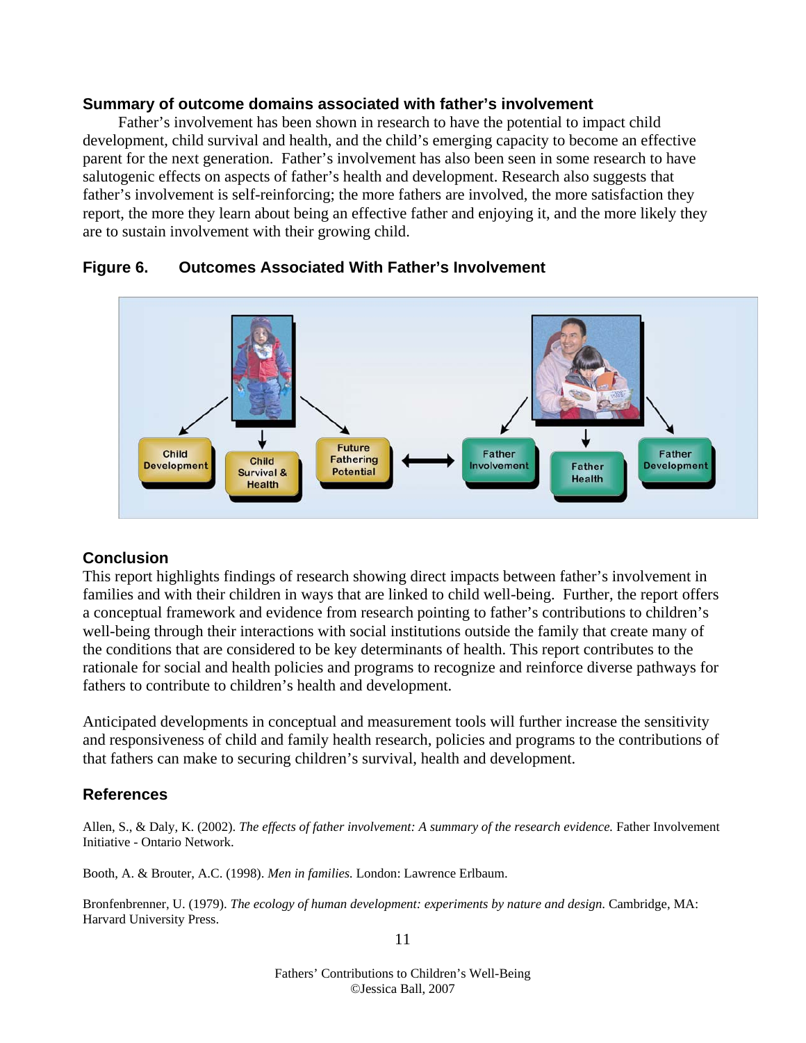## Summary of outcome domains associated with father's involvement

Father's involvement has been shown in research to have the potential to impact child development, child survival and health, and the child's emerging capacity to become an effective parent for the next generation. Father's involvement has also been seen in some research to have salutogenic effects on aspects of father's health and development. Research also suggests that father's involvement is self-reinforcing; the more fathers are involved, the more satisfaction they report, the more they learn about being an effective father and enjoying it, and the more likely they are to sustain involvement with their growing child.

**Figure 6. Outcomes Associated With Father's Involvement**

Child Development | Child Survival & Health | Future Fathering Potential ⟷ Father Involvement | Father Health | Father Development

## Conclusion

This report highlights findings of research showing direct impacts between father's involvement in families and with their children in ways that are linked to child well-being. Further, the report offers a conceptual framework and evidence from research pointing to father's contributions to children's well-being through their interactions with social institutions outside the family that create many of the conditions that are considered to be key determinants of health. This report contributes to the rationale for social and health policies and programs to recognize and reinforce diverse pathways for fathers to contribute to children's health and development.

Anticipated developments in conceptual and measurement tools will further increase the sensitivity and responsiveness of child and family health research, policies and programs to the contributions of that fathers can make to securing children's survival, health and development.

## References

Allen, S., & Daly, K. (2002). *The effects of father involvement: A summary of the research evidence.* Father Involvement Initiative - Ontario Network.

Booth, A. & Brouter, A.C. (1998). *Men in families.* London: Lawrence Erlbaum.

Bronfenbrenner, U. (1979). *The ecology of human development: experiments by nature and design.* Cambridge, MA: Harvard University Press.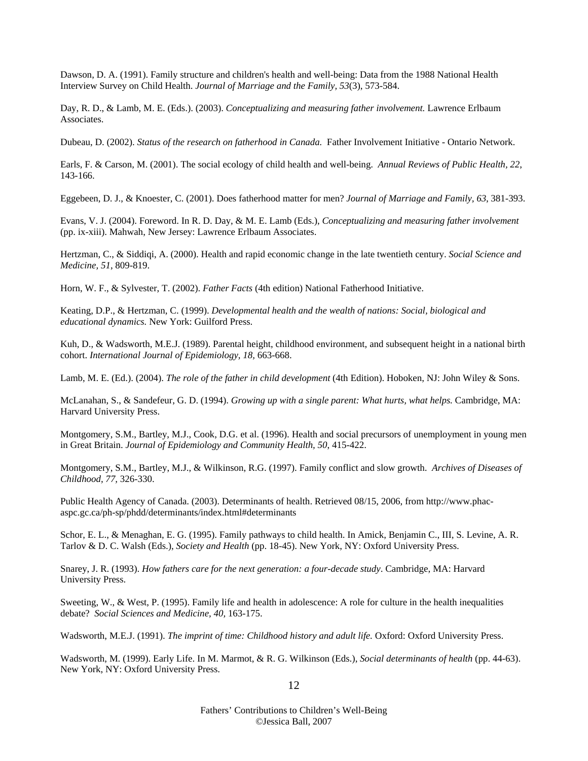Dawson, D. A. (1991). Family structure and children's health and well-being: Data from the 1988 National Health Interview Survey on Child Health. *Journal of Marriage and the Family, 53*(3), 573-584.

Day, R. D., & Lamb, M. E. (Eds.). (2003). *Conceptualizing and measuring father involvement.* Lawrence Erlbaum Associates.

Dubeau, D. (2002). *Status of the research on fatherhood in Canada.* Father Involvement Initiative - Ontario Network.

Earls, F. & Carson, M. (2001). The social ecology of child health and well-being. *Annual Reviews of Public Health, 22*, 143-166.

Eggebeen, D. J., & Knoester, C. (2001). Does fatherhood matter for men? *Journal of Marriage and Family, 63*, 381-393.

Evans, V. J. (2004). Foreword. In R. D. Day, & M. E. Lamb (Eds.), *Conceptualizing and measuring father involvement* (pp. ix-xiii). Mahwah, New Jersey: Lawrence Erlbaum Associates.

Hertzman, C., & Siddiqi, A. (2000). Health and rapid economic change in the late twentieth century. *Social Science and Medicine, 51*, 809-819.

Horn, W. F., & Sylvester, T. (2002). *Father Facts* (4th edition) National Fatherhood Initiative.

Keating, D.P., & Hertzman, C. (1999). *Developmental health and the wealth of nations: Social, biological and educational dynamics.* New York: Guilford Press.

Kuh, D., & Wadsworth, M.E.J. (1989). Parental height, childhood environment, and subsequent height in a national birth cohort. *International Journal of Epidemiology, 18,* 663-668.

Lamb, M. E. (Ed.). (2004). *The role of the father in child development* (4th Edition). Hoboken, NJ: John Wiley & Sons.

McLanahan, S., & Sandefeur, G. D. (1994). *Growing up with a single parent: What hurts, what helps.* Cambridge, MA: Harvard University Press.

Montgomery, S.M., Bartley, M.J., Cook, D.G. et al. (1996). Health and social precursors of unemployment in young men in Great Britain. *Journal of Epidemiology and Community Health, 50*, 415-422.

Montgomery, S.M., Bartley, M.J., & Wilkinson, R.G. (1997). Family conflict and slow growth. *Archives of Diseases of Childhood, 77,* 326-330.

Public Health Agency of Canada. (2003). Determinants of health. Retrieved 08/15, 2006, from http://www.phac-aspc.gc.ca/ph-sp/phdd/determinants/index.html#determinants

Schor, E. L., & Menaghan, E. G. (1995). Family pathways to child health. In Amick, Benjamin C., III, S. Levine, A. R. Tarlov & D. C. Walsh (Eds.), *Society and Health* (pp. 18-45). New York, NY: Oxford University Press.

Snarey, J. R. (1993). *How fathers care for the next generation: a four-decade study*. Cambridge, MA: Harvard University Press.

Sweeting, W., & West, P. (1995). Family life and health in adolescence: A role for culture in the health inequalities debate? *Social Sciences and Medicine, 40,* 163-175.

Wadsworth, M.E.J. (1991). *The imprint of time: Childhood history and adult life.* Oxford: Oxford University Press.

Wadsworth, M. (1999). Early Life. In M. Marmot, & R. G. Wilkinson (Eds.), *Social determinants of health* (pp. 44-63). New York, NY: Oxford University Press.